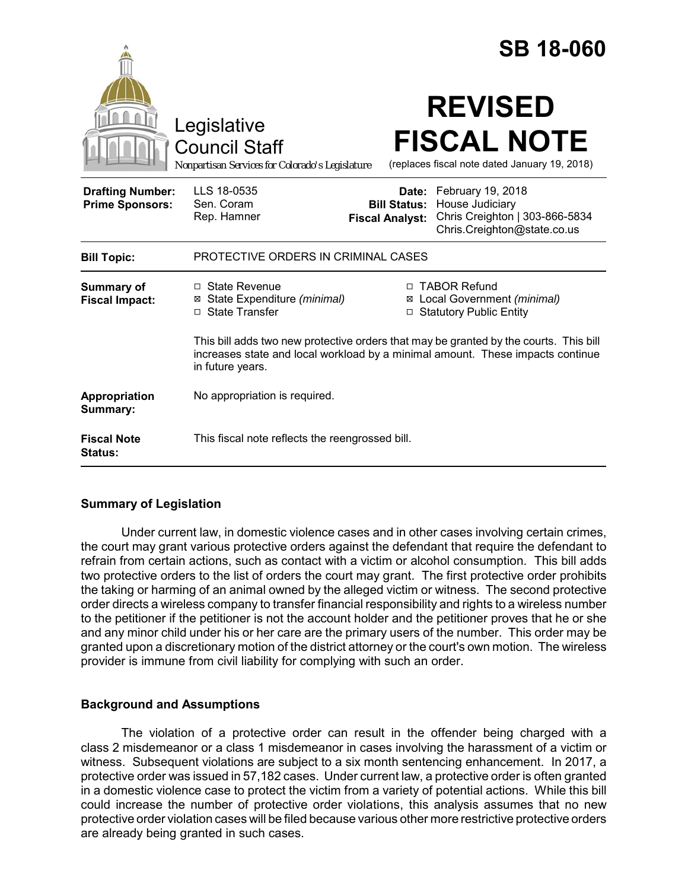# SB 18-060

Legislative Council Staff

*Nonpartisan Services for Colorado's Legislature*

# REVISED FISCAL NOTE

(replaces fiscal note dated January 19, 2018)

| | | | |
|---|---|---|---|
| **Drafting Number:** | LLS 18-0535 | **Date:** | February 19, 2018 |
| **Prime Sponsors:** | Sen. Coram<br>Rep. Hamner | **Bill Status:** | House Judiciary |
| | | **Fiscal Analyst:** | Chris Creighton \| 303-866-5834<br>Chris.Creighton@state.co.us |

| | |
|---|---|
| **Bill Topic:** | PROTECTIVE ORDERS IN CRIMINAL CASES |
| **Summary of Fiscal Impact:** | ☐ State Revenue<br>☒ State Expenditure *(minimal)*<br>☐ State Transfer<br>☐ TABOR Refund<br>☒ Local Government *(minimal)*<br>☐ Statutory Public Entity<br><br>This bill adds two new protective orders that may be granted by the courts. This bill increases state and local workload by a minimal amount. These impacts continue in future years. |
| **Appropriation Summary:** | No appropriation is required. |
| **Fiscal Note Status:** | This fiscal note reflects the reengrossed bill. |

## Summary of Legislation

Under current law, in domestic violence cases and in other cases involving certain crimes, the court may grant various protective orders against the defendant that require the defendant to refrain from certain actions, such as contact with a victim or alcohol consumption. This bill adds two protective orders to the list of orders the court may grant. The first protective order prohibits the taking or harming of an animal owned by the alleged victim or witness. The second protective order directs a wireless company to transfer financial responsibility and rights to a wireless number to the petitioner if the petitioner is not the account holder and the petitioner proves that he or she and any minor child under his or her care are the primary users of the number. This order may be granted upon a discretionary motion of the district attorney or the court's own motion. The wireless provider is immune from civil liability for complying with such an order.

## Background and Assumptions

The violation of a protective order can result in the offender being charged with a class 2 misdemeanor or a class 1 misdemeanor in cases involving the harassment of a victim or witness. Subsequent violations are subject to a six month sentencing enhancement. In 2017, a protective order was issued in 57,182 cases. Under current law, a protective order is often granted in a domestic violence case to protect the victim from a variety of potential actions. While this bill could increase the number of protective order violations, this analysis assumes that no new protective order violation cases will be filed because various other more restrictive protective orders are already being granted in such cases.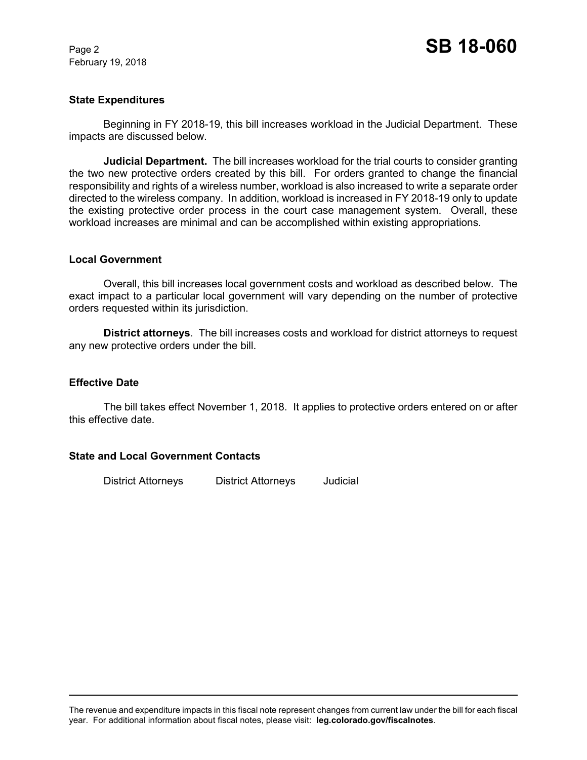## State Expenditures

Beginning in FY 2018-19, this bill increases workload in the Judicial Department. These impacts are discussed below.

**Judicial Department.** The bill increases workload for the trial courts to consider granting the two new protective orders created by this bill. For orders granted to change the financial responsibility and rights of a wireless number, workload is also increased to write a separate order directed to the wireless company. In addition, workload is increased in FY 2018-19 only to update the existing protective order process in the court case management system. Overall, these workload increases are minimal and can be accomplished within existing appropriations.

## Local Government

Overall, this bill increases local government costs and workload as described below. The exact impact to a particular local government will vary depending on the number of protective orders requested within its jurisdiction.

**District attorneys**. The bill increases costs and workload for district attorneys to request any new protective orders under the bill.

## Effective Date

The bill takes effect November 1, 2018. It applies to protective orders entered on or after this effective date.

## State and Local Government Contacts

District Attorneys     District Attorneys     Judicial

The revenue and expenditure impacts in this fiscal note represent changes from current law under the bill for each fiscal year. For additional information about fiscal notes, please visit: **leg.colorado.gov/fiscalnotes**.